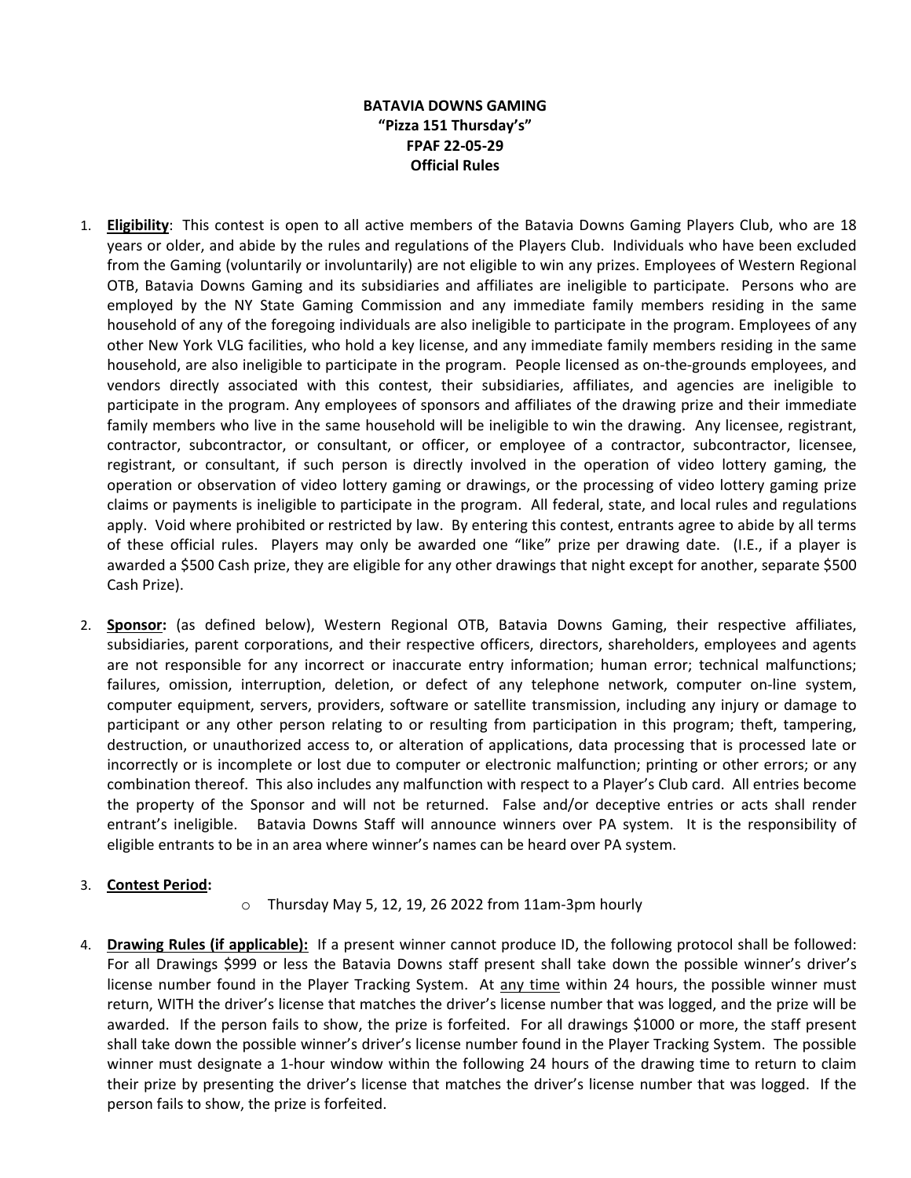**BATAVIA DOWNS GAMING**
**"Pizza 151 Thursday's"**
**FPAF 22-05-29**
**Official Rules**

1. **Eligibility**: This contest is open to all active members of the Batavia Downs Gaming Players Club, who are 18 years or older, and abide by the rules and regulations of the Players Club. Individuals who have been excluded from the Gaming (voluntarily or involuntarily) are not eligible to win any prizes. Employees of Western Regional OTB, Batavia Downs Gaming and its subsidiaries and affiliates are ineligible to participate. Persons who are employed by the NY State Gaming Commission and any immediate family members residing in the same household of any of the foregoing individuals are also ineligible to participate in the program. Employees of any other New York VLG facilities, who hold a key license, and any immediate family members residing in the same household, are also ineligible to participate in the program. People licensed as on-the-grounds employees, and vendors directly associated with this contest, their subsidiaries, affiliates, and agencies are ineligible to participate in the program. Any employees of sponsors and affiliates of the drawing prize and their immediate family members who live in the same household will be ineligible to win the drawing. Any licensee, registrant, contractor, subcontractor, or consultant, or officer, or employee of a contractor, subcontractor, licensee, registrant, or consultant, if such person is directly involved in the operation of video lottery gaming, the operation or observation of video lottery gaming or drawings, or the processing of video lottery gaming prize claims or payments is ineligible to participate in the program. All federal, state, and local rules and regulations apply. Void where prohibited or restricted by law. By entering this contest, entrants agree to abide by all terms of these official rules. Players may only be awarded one "like" prize per drawing date. (I.E., if a player is awarded a $500 Cash prize, they are eligible for any other drawings that night except for another, separate $500 Cash Prize).

2. **Sponsor:** (as defined below), Western Regional OTB, Batavia Downs Gaming, their respective affiliates, subsidiaries, parent corporations, and their respective officers, directors, shareholders, employees and agents are not responsible for any incorrect or inaccurate entry information; human error; technical malfunctions; failures, omission, interruption, deletion, or defect of any telephone network, computer on-line system, computer equipment, servers, providers, software or satellite transmission, including any injury or damage to participant or any other person relating to or resulting from participation in this program; theft, tampering, destruction, or unauthorized access to, or alteration of applications, data processing that is processed late or incorrectly or is incomplete or lost due to computer or electronic malfunction; printing or other errors; or any combination thereof. This also includes any malfunction with respect to a Player's Club card. All entries become the property of the Sponsor and will not be returned. False and/or deceptive entries or acts shall render entrant's ineligible. Batavia Downs Staff will announce winners over PA system. It is the responsibility of eligible entrants to be in an area where winner's names can be heard over PA system.

3. **Contest Period:**
   - Thursday May 5, 12, 19, 26 2022 from 11am-3pm hourly

4. **Drawing Rules (if applicable):** If a present winner cannot produce ID, the following protocol shall be followed: For all Drawings $999 or less the Batavia Downs staff present shall take down the possible winner's driver's license number found in the Player Tracking System. At any time within 24 hours, the possible winner must return, WITH the driver's license that matches the driver's license number that was logged, and the prize will be awarded. If the person fails to show, the prize is forfeited. For all drawings $1000 or more, the staff present shall take down the possible winner's driver's license number found in the Player Tracking System. The possible winner must designate a 1-hour window within the following 24 hours of the drawing time to return to claim their prize by presenting the driver's license that matches the driver's license number that was logged. If the person fails to show, the prize is forfeited.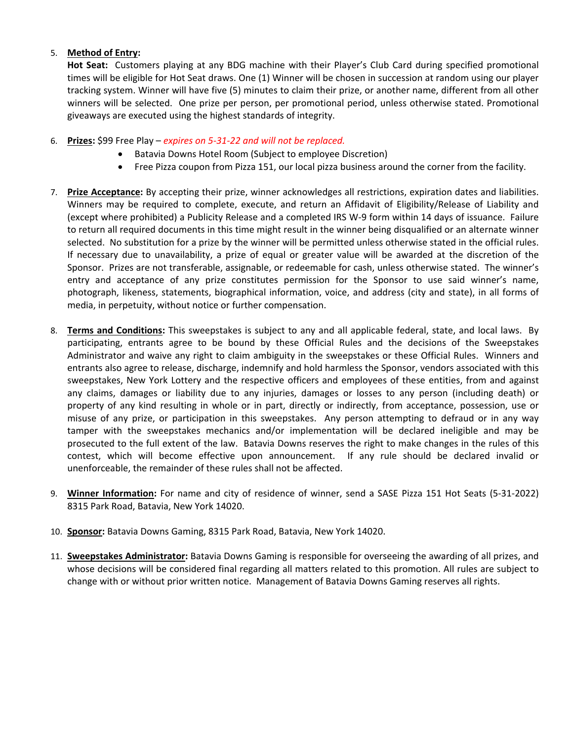5. **Method of Entry:**
   **Hot Seat:** Customers playing at any BDG machine with their Player's Club Card during specified promotional times will be eligible for Hot Seat draws. One (1) Winner will be chosen in succession at random using our player tracking system. Winner will have five (5) minutes to claim their prize, or another name, different from all other winners will be selected. One prize per person, per promotional period, unless otherwise stated. Promotional giveaways are executed using the highest standards of integrity.

6. **Prizes:** $99 Free Play – *expires on 5-31-22 and will not be replaced.*
   - Batavia Downs Hotel Room (Subject to employee Discretion)
   - Free Pizza coupon from Pizza 151, our local pizza business around the corner from the facility.

7. **Prize Acceptance:** By accepting their prize, winner acknowledges all restrictions, expiration dates and liabilities. Winners may be required to complete, execute, and return an Affidavit of Eligibility/Release of Liability and (except where prohibited) a Publicity Release and a completed IRS W-9 form within 14 days of issuance. Failure to return all required documents in this time might result in the winner being disqualified or an alternate winner selected. No substitution for a prize by the winner will be permitted unless otherwise stated in the official rules. If necessary due to unavailability, a prize of equal or greater value will be awarded at the discretion of the Sponsor. Prizes are not transferable, assignable, or redeemable for cash, unless otherwise stated. The winner's entry and acceptance of any prize constitutes permission for the Sponsor to use said winner's name, photograph, likeness, statements, biographical information, voice, and address (city and state), in all forms of media, in perpetuity, without notice or further compensation.

8. **Terms and Conditions:** This sweepstakes is subject to any and all applicable federal, state, and local laws. By participating, entrants agree to be bound by these Official Rules and the decisions of the Sweepstakes Administrator and waive any right to claim ambiguity in the sweepstakes or these Official Rules. Winners and entrants also agree to release, discharge, indemnify and hold harmless the Sponsor, vendors associated with this sweepstakes, New York Lottery and the respective officers and employees of these entities, from and against any claims, damages or liability due to any injuries, damages or losses to any person (including death) or property of any kind resulting in whole or in part, directly or indirectly, from acceptance, possession, use or misuse of any prize, or participation in this sweepstakes. Any person attempting to defraud or in any way tamper with the sweepstakes mechanics and/or implementation will be declared ineligible and may be prosecuted to the full extent of the law. Batavia Downs reserves the right to make changes in the rules of this contest, which will become effective upon announcement. If any rule should be declared invalid or unenforceable, the remainder of these rules shall not be affected.

9. **Winner Information:** For name and city of residence of winner, send a SASE Pizza 151 Hot Seats (5-31-2022) 8315 Park Road, Batavia, New York 14020.

10. **Sponsor:** Batavia Downs Gaming, 8315 Park Road, Batavia, New York 14020.

11. **Sweepstakes Administrator:** Batavia Downs Gaming is responsible for overseeing the awarding of all prizes, and whose decisions will be considered final regarding all matters related to this promotion. All rules are subject to change with or without prior written notice. Management of Batavia Downs Gaming reserves all rights.